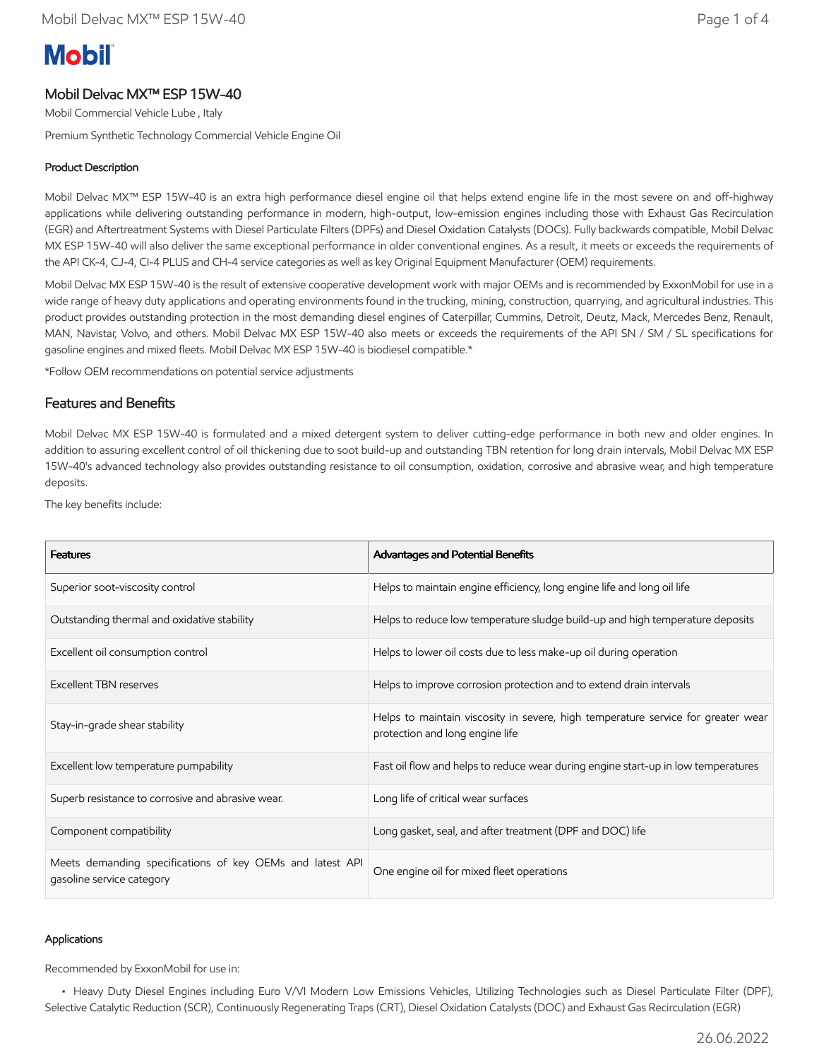**Mobil**

# Mobil Delvac MX™ ESP 15W-40

Mobil Commercial Vehicle Lube , Italy

Premium Synthetic Technology Commercial Vehicle Engine Oil

#### Product Description

Mobil Delvac MX™ ESP 15W-40 is an extra high performance diesel engine oil that helps extend engine life in the most severe on and off-highway applications while delivering outstanding performance in modern, high-output, low-emission engines including those with Exhaust Gas Recirculation (EGR) and Aftertreatment Systems with Diesel Particulate Filters (DPFs) and Diesel Oxidation Catalysts (DOCs). Fully backwards compatible, Mobil Delvac MX ESP 15W-40 will also deliver the same exceptional performance in older conventional engines. As a result, it meets or exceeds the requirements of the API CK-4, CJ-4, CI-4 PLUS and CH-4 service categories as well as key Original Equipment Manufacturer (OEM) requirements.

Mobil Delvac MX ESP 15W-40 is the result of extensive cooperative development work with major OEMs and is recommended by ExxonMobil for use in a wide range of heavy duty applications and operating environments found in the trucking, mining, construction, quarrying, and agricultural industries. This product provides outstanding protection in the most demanding diesel engines of Caterpillar, Cummins, Detroit, Deutz, Mack, Mercedes Benz, Renault, MAN, Navistar, Volvo, and others. Mobil Delvac MX ESP 15W-40 also meets or exceeds the requirements of the API SN / SM / SL specifications for gasoline engines and mixed fleets. Mobil Delvac MX ESP 15W-40 is biodiesel compatible.*

*Follow OEM recommendations on potential service adjustments

## Features and Benefits

Mobil Delvac MX ESP 15W-40 is formulated and a mixed detergent system to deliver cutting-edge performance in both new and older engines. In addition to assuring excellent control of oil thickening due to soot build-up and outstanding TBN retention for long drain intervals, Mobil Delvac MX ESP 15W-40's advanced technology also provides outstanding resistance to oil consumption, oxidation, corrosive and abrasive wear, and high temperature deposits.

The key benefits include:

| Features | Advantages and Potential Benefits |
| --- | --- |
| Superior soot-viscosity control | Helps to maintain engine efficiency, long engine life and long oil life |
| Outstanding thermal and oxidative stability | Helps to reduce low temperature sludge build-up and high temperature deposits |
| Excellent oil consumption control | Helps to lower oil costs due to less make-up oil during operation |
| Excellent TBN reserves | Helps to improve corrosion protection and to extend drain intervals |
| Stay-in-grade shear stability | Helps to maintain viscosity in severe, high temperature service for greater wear protection and long engine life |
| Excellent low temperature pumpability | Fast oil flow and helps to reduce wear during engine start-up in low temperatures |
| Superb resistance to corrosive and abrasive wear. | Long life of critical wear surfaces |
| Component compatibility | Long gasket, seal, and after treatment (DPF and DOC) life |
| Meets demanding specifications of key OEMs and latest API gasoline service category | One engine oil for mixed fleet operations |

#### Applications

Recommended by ExxonMobil for use in:

- Heavy Duty Diesel Engines including Euro V/VI Modern Low Emissions Vehicles, Utilizing Technologies such as Diesel Particulate Filter (DPF), Selective Catalytic Reduction (SCR), Continuously Regenerating Traps (CRT), Diesel Oxidation Catalysts (DOC) and Exhaust Gas Recirculation (EGR)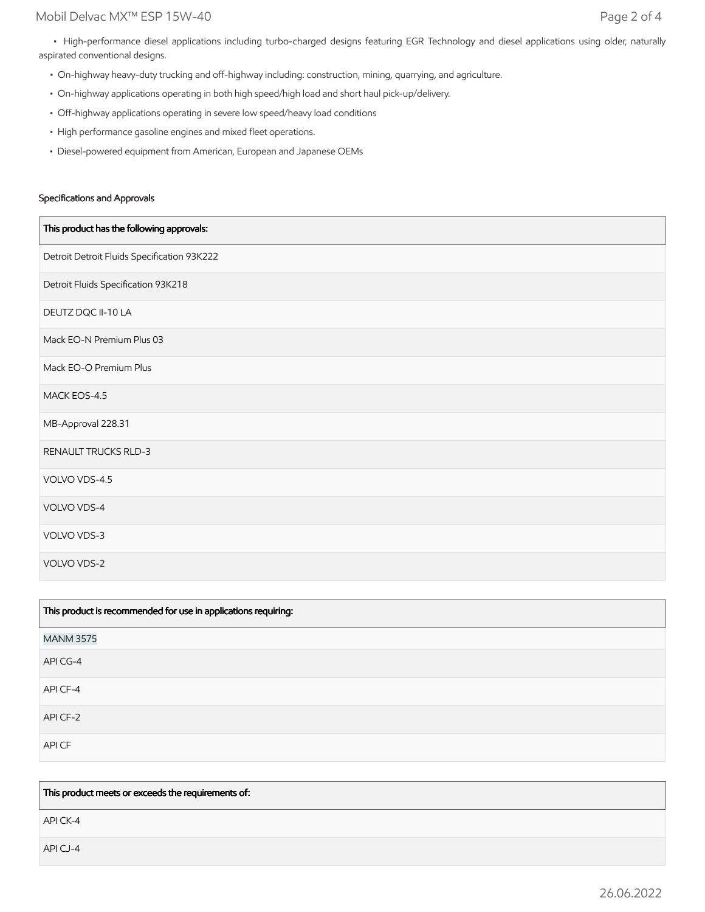- High-performance diesel applications including turbo-charged designs featuring EGR Technology and diesel applications using older, naturally aspirated conventional designs.
- On-highway heavy-duty trucking and off-highway including: construction, mining, quarrying, and agriculture.
- On-highway applications operating in both high speed/high load and short haul pick-up/delivery.
- Off-highway applications operating in severe low speed/heavy load conditions
- High performance gasoline engines and mixed fleet operations.
- Diesel-powered equipment from American, European and Japanese OEMs

### Specifications and Approvals

| This product has the following approvals: |
| --- |
| Detroit Detroit Fluids Specification 93K222 |
| Detroit Fluids Specification 93K218 |
| DEUTZ DQC II-10 LA |
| Mack EO-N Premium Plus 03 |
| Mack EO-O Premium Plus |
| MACK EOS-4.5 |
| MB-Approval 228.31 |
| RENAULT TRUCKS RLD-3 |
| VOLVO VDS-4.5 |
| VOLVO VDS-4 |
| VOLVO VDS-3 |
| VOLVO VDS-2 |

| This product is recommended for use in applications requiring: |
| --- |
| MANM 3575 |
| API CG-4 |
| API CF-4 |
| API CF-2 |
| API CF |

| This product meets or exceeds the requirements of: |
| --- |
| API CK-4 |
| API CJ-4 |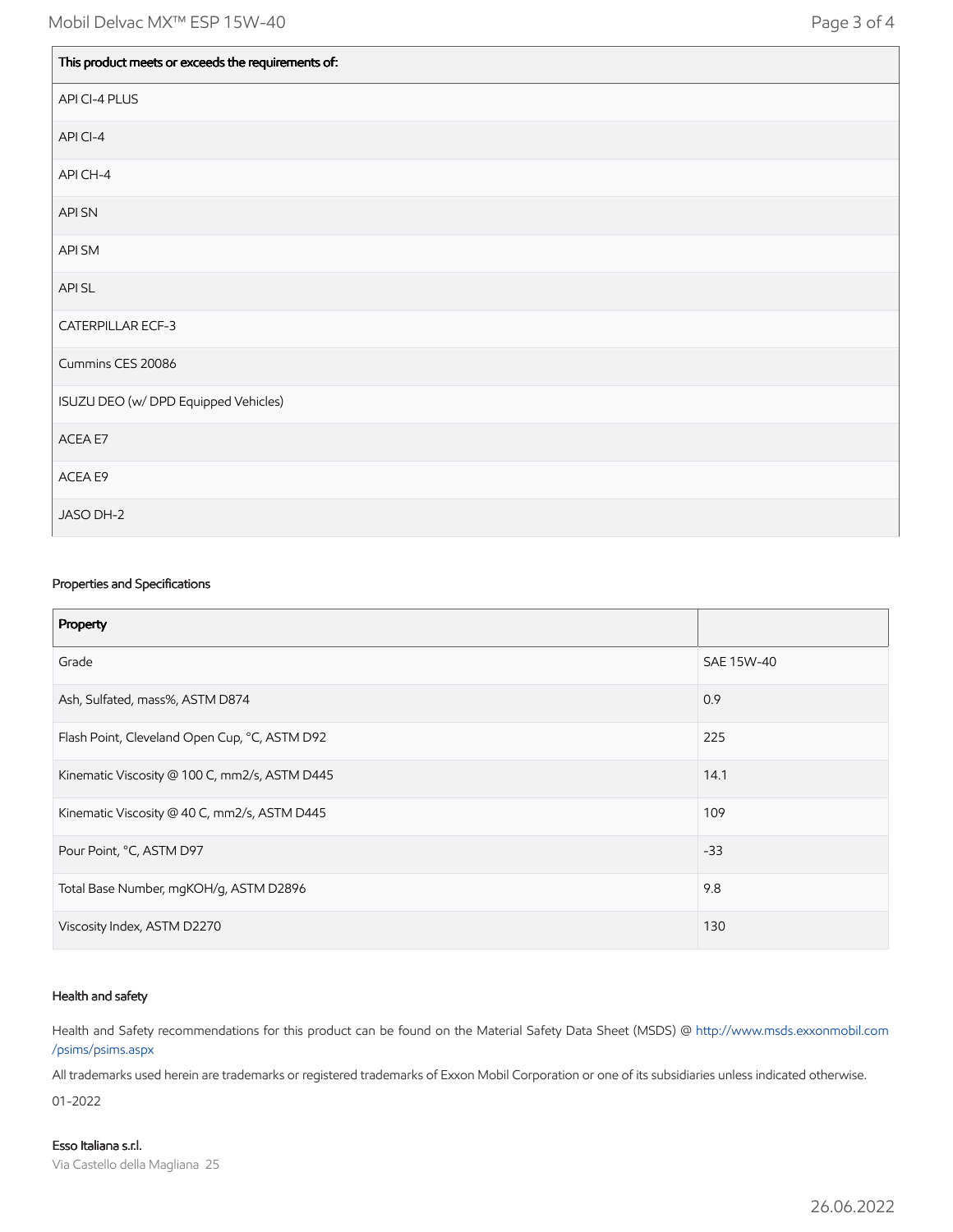| This product meets or exceeds the requirements of: |
| --- |
| API CI-4 PLUS |
| API CI-4 |
| API CH-4 |
| API SN |
| API SM |
| API SL |
| CATERPILLAR ECF-3 |
| Cummins CES 20086 |
| ISUZU DEO (w/ DPD Equipped Vehicles) |
| ACEA E7 |
| ACEA E9 |
| JASO DH-2 |

### Properties and Specifications

| Property | |
| --- | --- |
| Grade | SAE 15W-40 |
| Ash, Sulfated, mass%, ASTM D874 | 0.9 |
| Flash Point, Cleveland Open Cup, °C, ASTM D92 | 225 |
| Kinematic Viscosity @ 100 C, mm2/s, ASTM D445 | 14.1 |
| Kinematic Viscosity @ 40 C, mm2/s, ASTM D445 | 109 |
| Pour Point, °C, ASTM D97 | -33 |
| Total Base Number, mgKOH/g, ASTM D2896 | 9.8 |
| Viscosity Index, ASTM D2270 | 130 |

### Health and safety

Health and Safety recommendations for this product can be found on the Material Safety Data Sheet (MSDS) @ http://www.msds.exxonmobil.com/psims/psims.aspx

All trademarks used herein are trademarks or registered trademarks of Exxon Mobil Corporation or one of its subsidiaries unless indicated otherwise.

01-2022

**Esso Italiana s.r.l.**
Via Castello della Magliana 25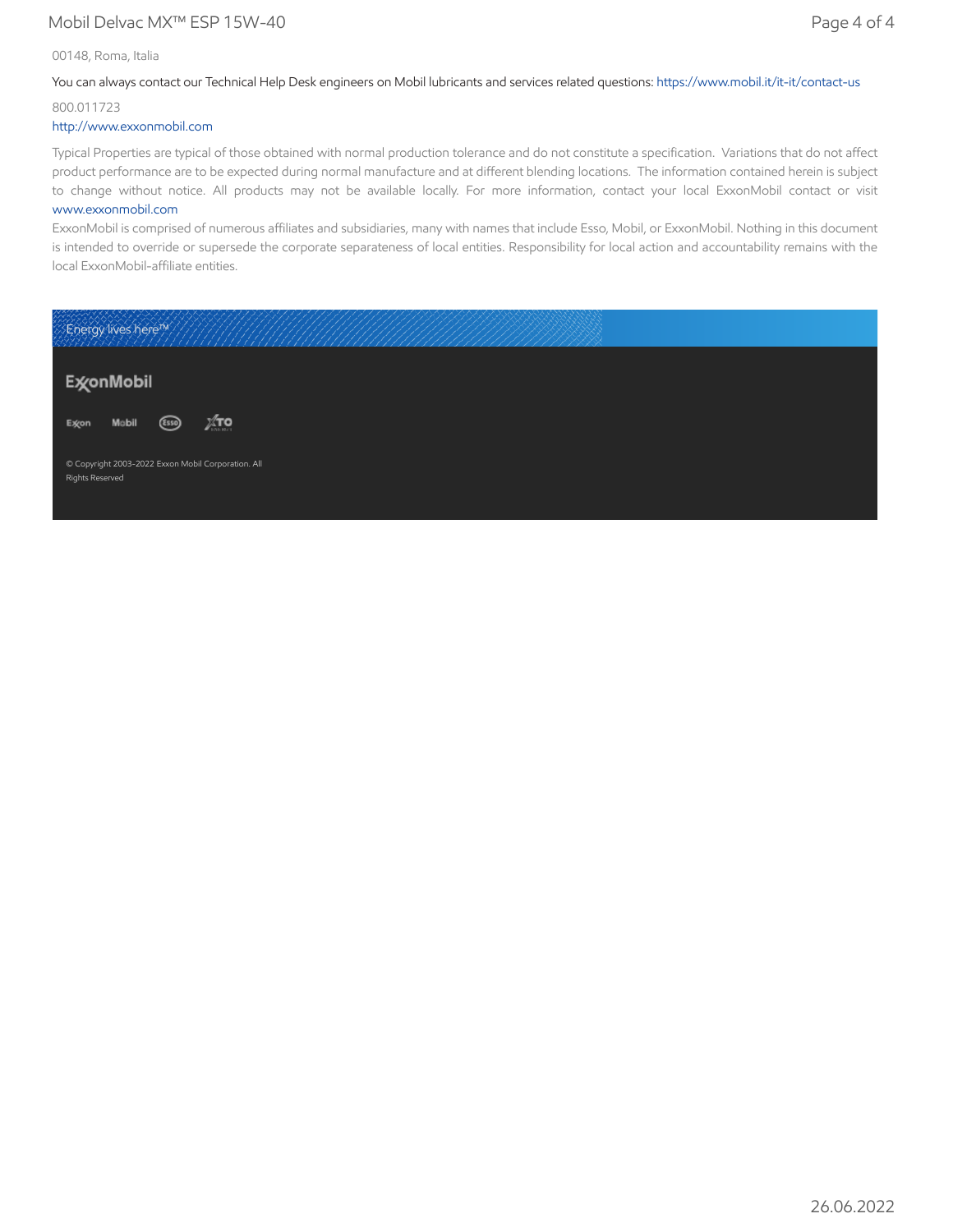00148, Roma, Italia

You can always contact our Technical Help Desk engineers on Mobil lubricants and services related questions: https://www.mobil.it/it-it/contact-us

800.011723

http://www.exxonmobil.com

Typical Properties are typical of those obtained with normal production tolerance and do not constitute a specification. Variations that do not affect product performance are to be expected during normal manufacture and at different blending locations. The information contained herein is subject to change without notice. All products may not be available locally. For more information, contact your local ExxonMobil contact or visit www.exxonmobil.com

ExxonMobil is comprised of numerous affiliates and subsidiaries, many with names that include Esso, Mobil, or ExxonMobil. Nothing in this document is intended to override or supersede the corporate separateness of local entities. Responsibility for local action and accountability remains with the local ExxonMobil-affiliate entities.

Energy lives here™

ExxonMobil

Exxon Mobil Esso XTO

© Copyright 2003-2022 Exxon Mobil Corporation. All Rights Reserved

26.06.2022